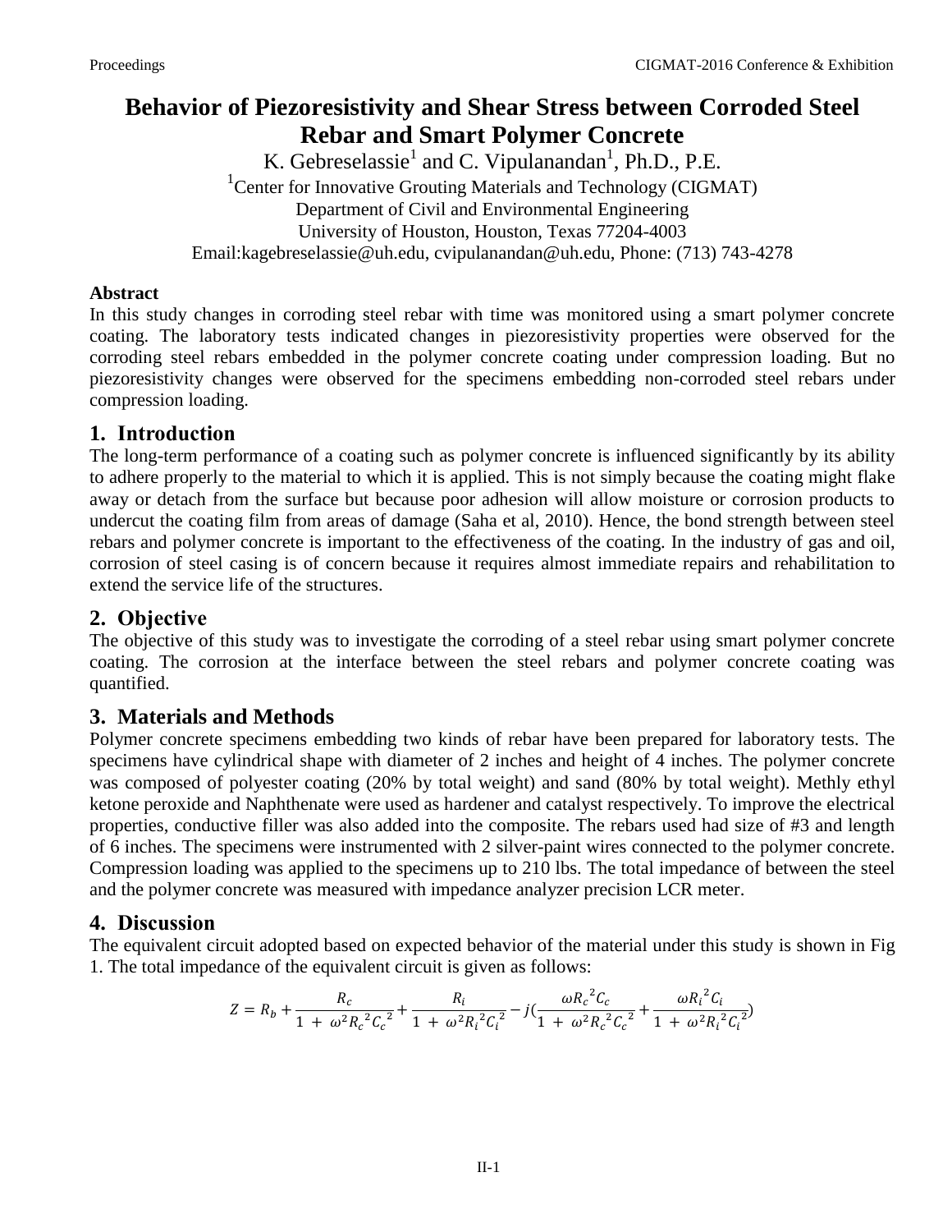# Behavior of Piezoresistivity and Shear Stress between Corroded Steel Rebar and Smart Polymer Concrete

K. Gebreselassie[1] and C. Vipulanandan[1], Ph.D., P.E.

[1]Center for Innovative Grouting Materials and Technology (CIGMAT)
Department of Civil and Environmental Engineering
University of Houston, Houston, Texas 77204-4003
Email:kagebreselassie@uh.edu, cvipulanandan@uh.edu, Phone: (713) 743-4278

**Abstract**

In this study changes in corroding steel rebar with time was monitored using a smart polymer concrete coating. The laboratory tests indicated changes in piezoresistivity properties were observed for the corroding steel rebars embedded in the polymer concrete coating under compression loading. But no piezoresistivity changes were observed for the specimens embedding non-corroded steel rebars under compression loading.

## 1. Introduction

The long-term performance of a coating such as polymer concrete is influenced significantly by its ability to adhere properly to the material to which it is applied. This is not simply because the coating might flake away or detach from the surface but because poor adhesion will allow moisture or corrosion products to undercut the coating film from areas of damage (Saha et al, 2010). Hence, the bond strength between steel rebars and polymer concrete is important to the effectiveness of the coating. In the industry of gas and oil, corrosion of steel casing is of concern because it requires almost immediate repairs and rehabilitation to extend the service life of the structures.

## 2. Objective

The objective of this study was to investigate the corroding of a steel rebar using smart polymer concrete coating. The corrosion at the interface between the steel rebars and polymer concrete coating was quantified.

## 3. Materials and Methods

Polymer concrete specimens embedding two kinds of rebar have been prepared for laboratory tests. The specimens have cylindrical shape with diameter of 2 inches and height of 4 inches. The polymer concrete was composed of polyester coating (20% by total weight) and sand (80% by total weight). Methly ethyl ketone peroxide and Naphthenate were used as hardener and catalyst respectively. To improve the electrical properties, conductive filler was also added into the composite. The rebars used had size of #3 and length of 6 inches. The specimens were instrumented with 2 silver-paint wires connected to the polymer concrete. Compression loading was applied to the specimens up to 210 lbs. The total impedance of between the steel and the polymer concrete was measured with impedance analyzer precision LCR meter.

## 4. Discussion

The equivalent circuit adopted based on expected behavior of the material under this study is shown in Fig 1. The total impedance of the equivalent circuit is given as follows:

$$Z = R_b + \frac{R_c}{1 + \omega^2 R_c{}^2 C_c{}^2} + \frac{R_i}{1 + \omega^2 R_i^2 C_i^2} - j\left(\frac{\omega R_c{}^2 C_c}{1 + \omega^2 R_c{}^2 C_c{}^2} + \frac{\omega R_i{}^2 C_i}{1 + \omega^2 R_i{}^2 C_i{}^2}\right)$$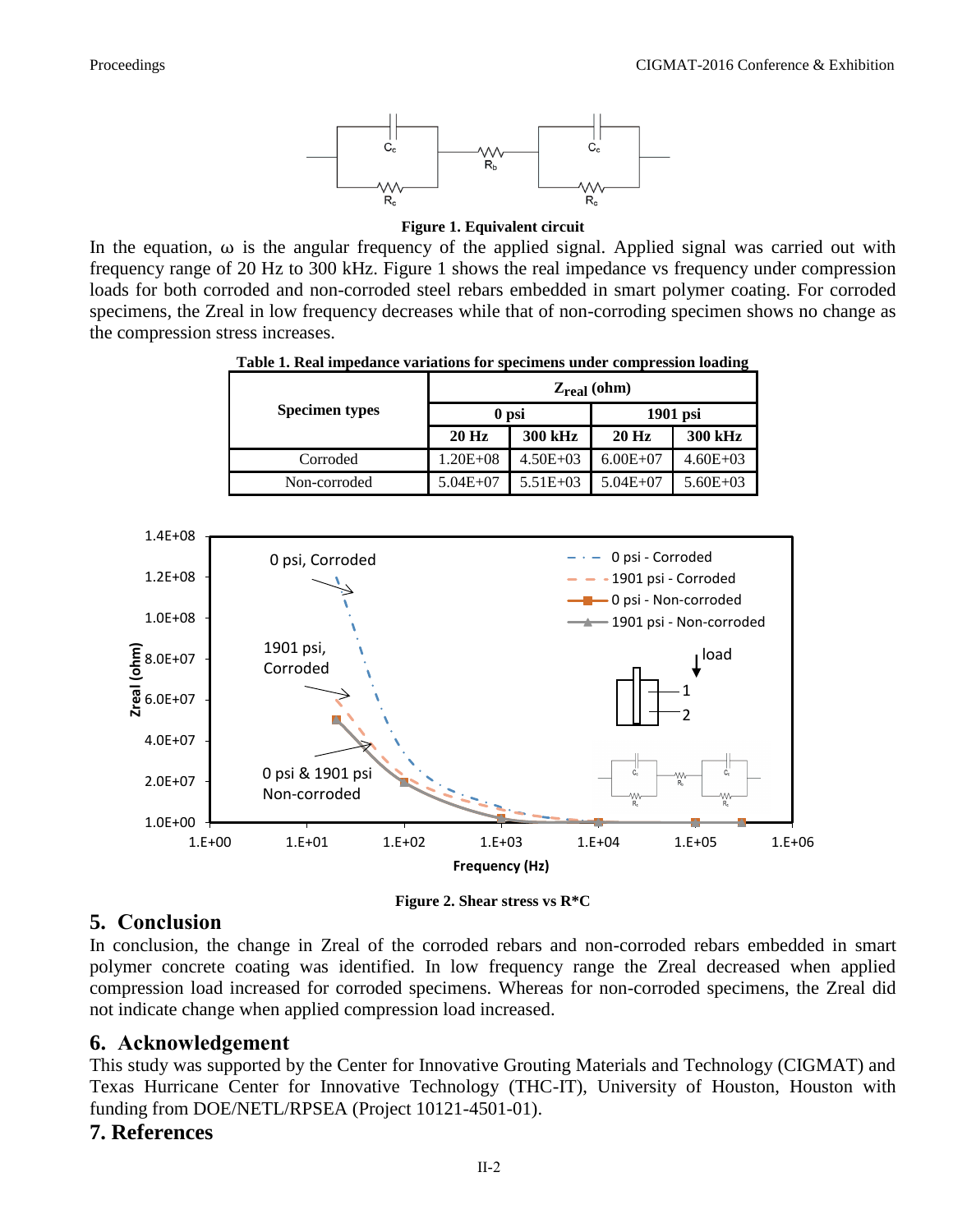Figure 1. Equivalent circuit

In the equation, ω is the angular frequency of the applied signal. Applied signal was carried out with frequency range of 20 Hz to 300 kHz. Figure 1 shows the real impedance vs frequency under compression loads for both corroded and non-corroded steel rebars embedded in smart polymer coating. For corroded specimens, the Zreal in low frequency decreases while that of non-corroding specimen shows no change as the compression stress increases.

**Table 1. Real impedance variations for specimens under compression loading**

| Specimen types | $Z_{real}$ (ohm) | | | |
|---|---|---|---|---|
| | 0 psi | | 1901 psi | |
| | 20 Hz | 300 kHz | 20 Hz | 300 kHz |
| Corroded | 1.20E+08 | 4.50E+03 | 6.00E+07 | 4.60E+03 |
| Non-corroded | 5.04E+07 | 5.51E+03 | 5.04E+07 | 5.60E+03 |

**Figure 2. Shear stress vs R*C**

## 5. Conclusion

In conclusion, the change in Zreal of the corroded rebars and non-corroded rebars embedded in smart polymer concrete coating was identified. In low frequency range the Zreal decreased when applied compression load increased for corroded specimens. Whereas for non-corroded specimens, the Zreal did not indicate change when applied compression load increased.

## 6. Acknowledgement

This study was supported by the Center for Innovative Grouting Materials and Technology (CIGMAT) and Texas Hurricane Center for Innovative Technology (THC-IT), University of Houston, Houston with funding from DOE/NETL/RPSEA (Project 10121-4501-01).

## 7. References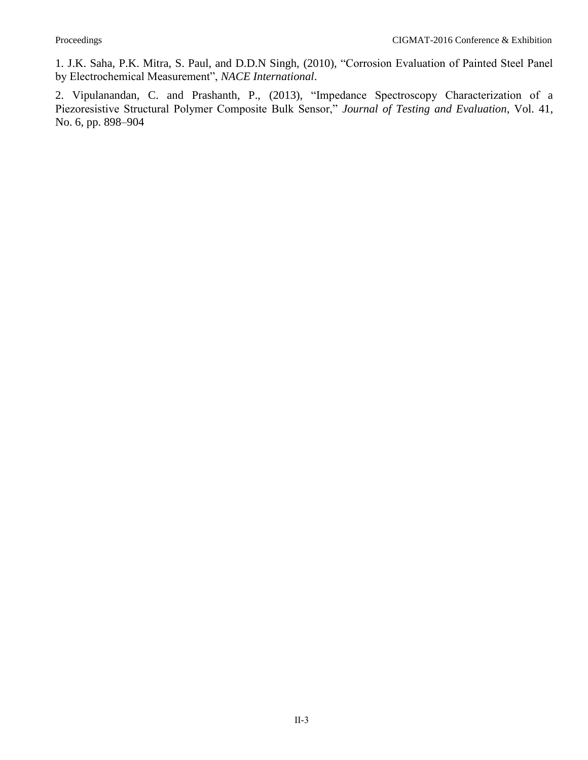1. J.K. Saha, P.K. Mitra, S. Paul, and D.D.N Singh, (2010), "Corrosion Evaluation of Painted Steel Panel by Electrochemical Measurement", *NACE International*.

2. Vipulanandan, C. and Prashanth, P., (2013), "Impedance Spectroscopy Characterization of a Piezoresistive Structural Polymer Composite Bulk Sensor," *Journal of Testing and Evaluation*, Vol. 41, No. 6, pp. 898–904